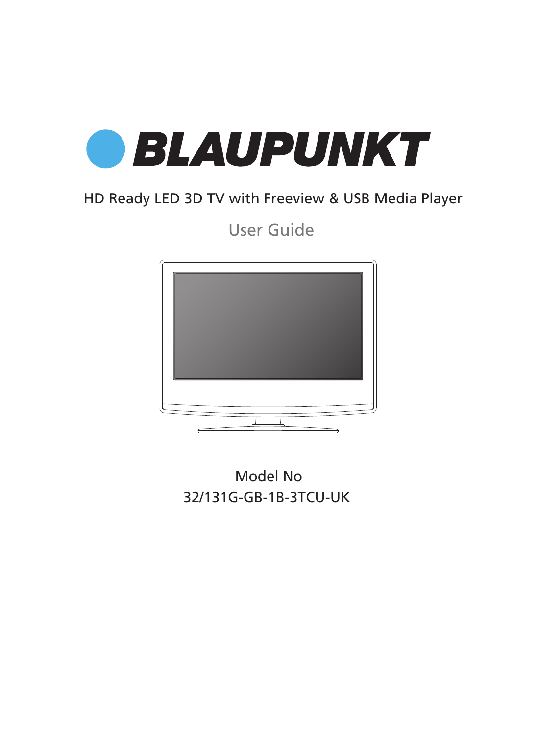# BLAUPUNKT

HD Ready LED 3D TV with Freeview & USB Media Player

## User Guide

Model No
32/131G-GB-1B-3TCU-UK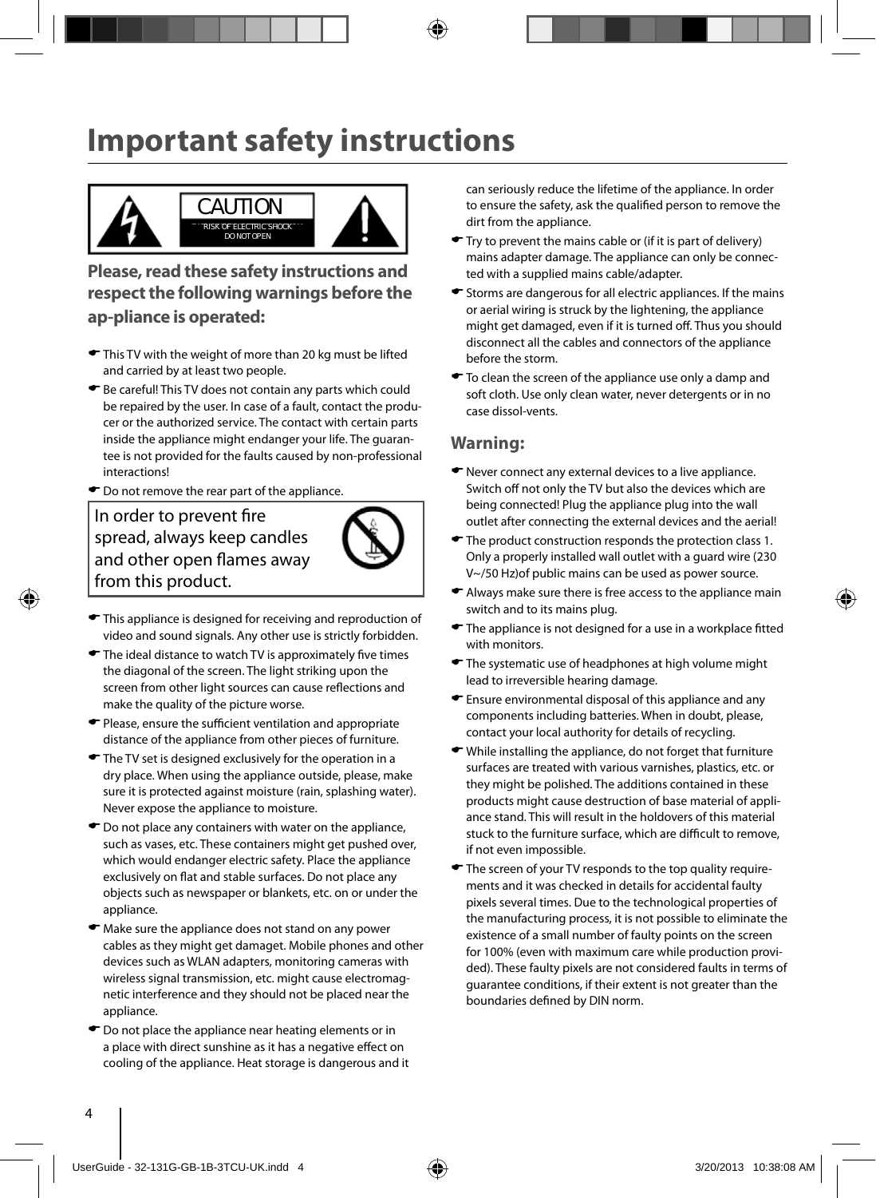# Important safety instructions

CAUTION

RISK OF ELECTRIC SHOCK
DO NOT OPEN

### Please, read these safety instructions and respect the following warnings before the ap-pliance is operated:

- This TV with the weight of more than 20 kg must be lifted and carried by at least two people.
- Be careful! This TV does not contain any parts which could be repaired by the user. In case of a fault, contact the producer or the authorized service. The contact with certain parts inside the appliance might endanger your life. The guarantee is not provided for the faults caused by non-professional interactions!
- Do not remove the rear part of the appliance.

In order to prevent fire spread, always keep candles and other open flames away from this product.

- This appliance is designed for receiving and reproduction of video and sound signals. Any other use is strictly forbidden.
- The ideal distance to watch TV is approximately five times the diagonal of the screen. The light striking upon the screen from other light sources can cause reflections and make the quality of the picture worse.
- Please, ensure the sufficient ventilation and appropriate distance of the appliance from other pieces of furniture.
- The TV set is designed exclusively for the operation in a dry place. When using the appliance outside, please, make sure it is protected against moisture (rain, splashing water). Never expose the appliance to moisture.
- Do not place any containers with water on the appliance, such as vases, etc. These containers might get pushed over, which would endanger electric safety. Place the appliance exclusively on flat and stable surfaces. Do not place any objects such as newspaper or blankets, etc. on or under the appliance.
- Make sure the appliance does not stand on any power cables as they might get damaget. Mobile phones and other devices such as WLAN adapters, monitoring cameras with wireless signal transmission, etc. might cause electromagnetic interference and they should not be placed near the appliance.
- Do not place the appliance near heating elements or in a place with direct sunshine as it has a negative effect on cooling of the appliance. Heat storage is dangerous and it can seriously reduce the lifetime of the appliance. In order to ensure the safety, ask the qualified person to remove the dirt from the appliance.
- Try to prevent the mains cable or (if it is part of delivery) mains adapter damage. The appliance can only be connected with a supplied mains cable/adapter.
- Storms are dangerous for all electric appliances. If the mains or aerial wiring is struck by the lightening, the appliance might get damaged, even if it is turned off. Thus you should disconnect all the cables and connectors of the appliance before the storm.
- To clean the screen of the appliance use only a damp and soft cloth. Use only clean water, never detergents or in no case dissol-vents.

## Warning:

- Never connect any external devices to a live appliance. Switch off not only the TV but also the devices which are being connected! Plug the appliance plug into the wall outlet after connecting the external devices and the aerial!
- The product construction responds the protection class 1. Only a properly installed wall outlet with a guard wire (230 V~/50 Hz)of public mains can be used as power source.
- Always make sure there is free access to the appliance main switch and to its mains plug.
- The appliance is not designed for a use in a workplace fitted with monitors.
- The systematic use of headphones at high volume might lead to irreversible hearing damage.
- Ensure environmental disposal of this appliance and any components including batteries. When in doubt, please, contact your local authority for details of recycling.
- While installing the appliance, do not forget that furniture surfaces are treated with various varnishes, plastics, etc. or they might be polished. The additions contained in these products might cause destruction of base material of appliance stand. This will result in the holdovers of this material stuck to the furniture surface, which are difficult to remove, if not even impossible.
- The screen of your TV responds to the top quality requirements and it was checked in details for accidental faulty pixels several times. Due to the technological properties of the manufacturing process, it is not possible to eliminate the existence of a small number of faulty points on the screen for 100% (even with maximum care while production provided). These faulty pixels are not considered faults in terms of guarantee conditions, if their extent is not greater than the boundaries defined by DIN norm.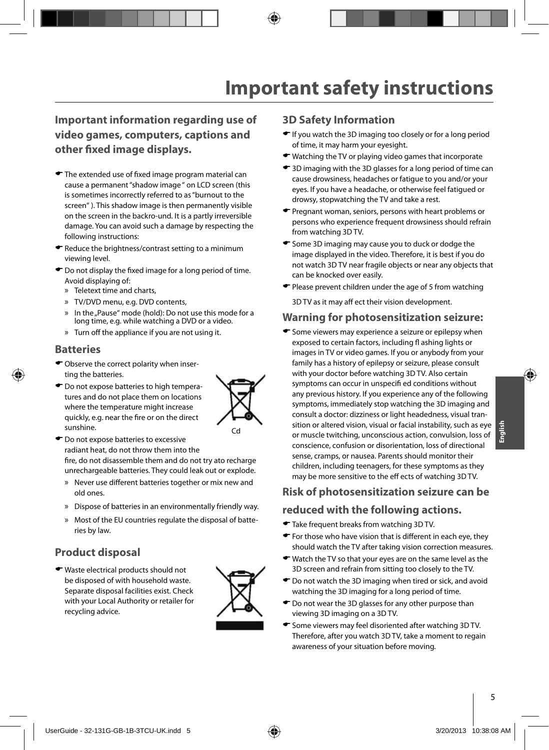# Important safety instructions

## Important information regarding use of video games, computers, captions and other fixed image displays.

- The extended use of fixed image program material can cause a permanent "shadow image " on LCD screen (this is sometimes incorrectly referred to as "burnout to the screen" ). This shadow image is then permanently visible on the screen in the backro-und. It is a partly irreversible damage. You can avoid such a damage by respecting the following instructions:
- Reduce the brightness/contrast setting to a minimum viewing level.
- Do not display the fixed image for a long period of time. Avoid displaying of:
  - » Teletext time and charts,
  - » TV/DVD menu, e.g. DVD contents,
  - » In the „Pause" mode (hold): Do not use this mode for a long time, e.g. while watching a DVD or a video.
  - » Turn off the appliance if you are not using it.

## Batteries

- Observe the correct polarity when inserting the batteries.
- Do not expose batteries to high temperatures and do not place them on locations where the temperature might increase quickly, e.g. near the fire or on the direct sunshine.
- Do not expose batteries to excessive radiant heat, do not throw them into the fire, do not disassemble them and do not try ato recharge unrechargeable batteries. They could leak out or explode.
  - » Never use different batteries together or mix new and old ones.
  - » Dispose of batteries in an environmentally friendly way.
  - » Most of the EU countries regulate the disposal of batteries by law.

Cd

## Product disposal

- Waste electrical products should not be disposed of with household waste. Separate disposal facilities exist. Check with your Local Authority or retailer for recycling advice.

## 3D Safety Information

- If you watch the 3D imaging too closely or for a long period of time, it may harm your eyesight.
- Watching the TV or playing video games that incorporate
- 3D imaging with the 3D glasses for a long period of time can cause drowsiness, headaches or fatigue to you and/or your eyes. If you have a headache, or otherwise feel fatigued or drowsy, stopwatching the TV and take a rest.
- Pregnant woman, seniors, persons with heart problems or persons who experience frequent drowsiness should refrain from watching 3D TV.
- Some 3D imaging may cause you to duck or dodge the image displayed in the video. Therefore, it is best if you do not watch 3D TV near fragile objects or near any objects that can be knocked over easily.
- Please prevent children under the age of 5 from watching

  3D TV as it may aff ect their vision development.

## Warning for photosensitization seizure:

- Some viewers may experience a seizure or epilepsy when exposed to certain factors, including fl ashing lights or images in TV or video games. If you or anybody from your family has a history of epilepsy or seizure, please consult with your doctor before watching 3D TV. Also certain symptoms can occur in unspecifi ed conditions without any previous history. If you experience any of the following symptoms, immediately stop watching the 3D imaging and consult a doctor: dizziness or light headedness, visual transition or altered vision, visual or facial instability, such as eye or muscle twitching, unconscious action, convulsion, loss of conscience, confusion or disorientation, loss of directional sense, cramps, or nausea. Parents should monitor their children, including teenagers, for these symptoms as they may be more sensitive to the eff ects of watching 3D TV.

## Risk of photosensitization seizure can be reduced with the following actions.

- Take frequent breaks from watching 3D TV.
- For those who have vision that is different in each eye, they should watch the TV after taking vision correction measures.
- Watch the TV so that your eyes are on the same level as the 3D screen and refrain from sitting too closely to the TV.
- Do not watch the 3D imaging when tired or sick, and avoid watching the 3D imaging for a long period of time.
- Do not wear the 3D glasses for any other purpose than viewing 3D imaging on a 3D TV.
- Some viewers may feel disoriented after watching 3D TV. Therefore, after you watch 3D TV, take a moment to regain awareness of your situation before moving.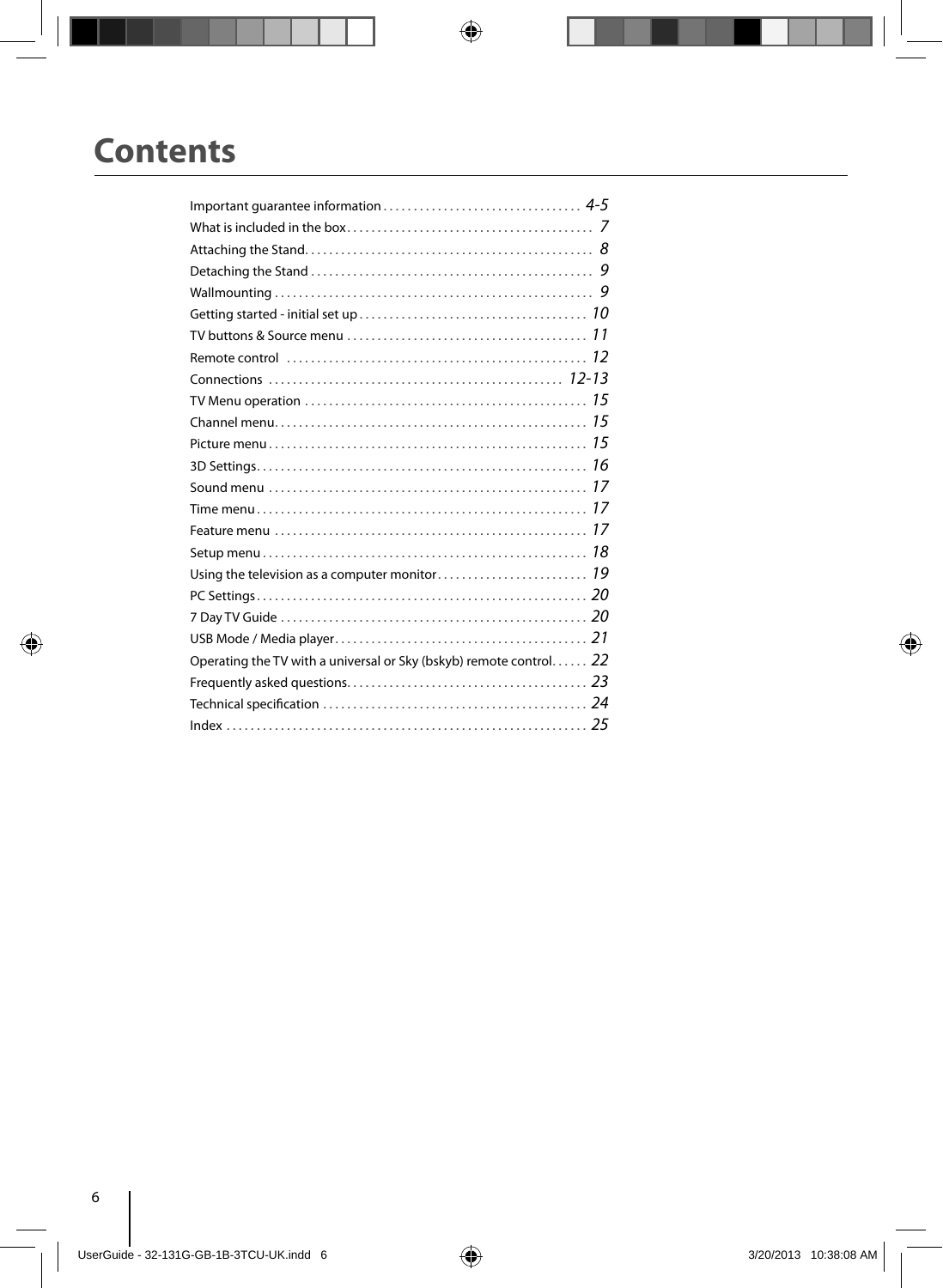# Contents

| | |
|---|---|
| Important guarantee information | 4-5 |
| What is included in the box | 7 |
| Attaching the Stand | 8 |
| Detaching the Stand | 9 |
| Wallmounting | 9 |
| Getting started - initial set up | 10 |
| TV buttons & Source menu | 11 |
| Remote control | 12 |
| Connections | 12-13 |
| TV Menu operation | 15 |
| Channel menu | 15 |
| Picture menu | 15 |
| 3D Settings | 16 |
| Sound menu | 17 |
| Time menu | 17 |
| Feature menu | 17 |
| Setup menu | 18 |
| Using the television as a computer monitor | 19 |
| PC Settings | 20 |
| 7 Day TV Guide | 20 |
| USB Mode / Media player | 21 |
| Operating the TV with a universal or Sky (bskyb) remote control | 22 |
| Frequently asked questions | 23 |
| Technical specification | 24 |
| Index | 25 |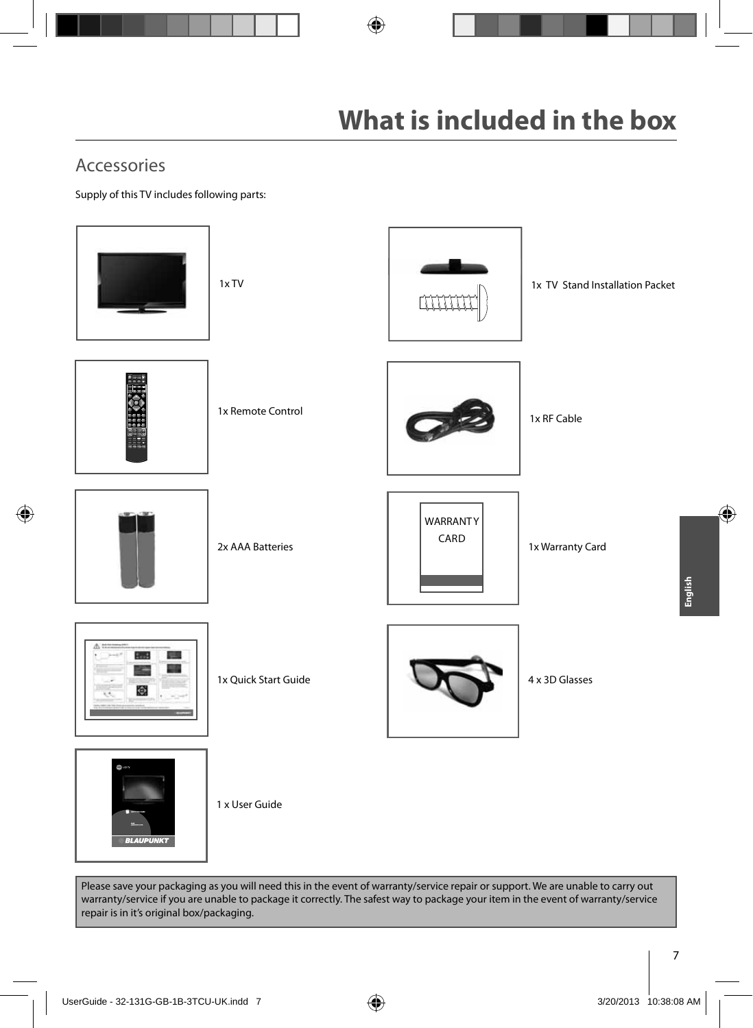# What is included in the box

## Accessories

Supply of this TV includes following parts:

- 1x TV
- 1x TV Stand Installation Packet
- 1x Remote Control
- 1x RF Cable
- 2x AAA Batteries
- 1x Warranty Card
- 1x Quick Start Guide
- 4 x 3D Glasses
- 1 x User Guide

Please save your packaging as you will need this in the event of warranty/service repair or support. We are unable to carry out warranty/service if you are unable to package it correctly. The safest way to package your item in the event of warranty/service repair is in it's original box/packaging.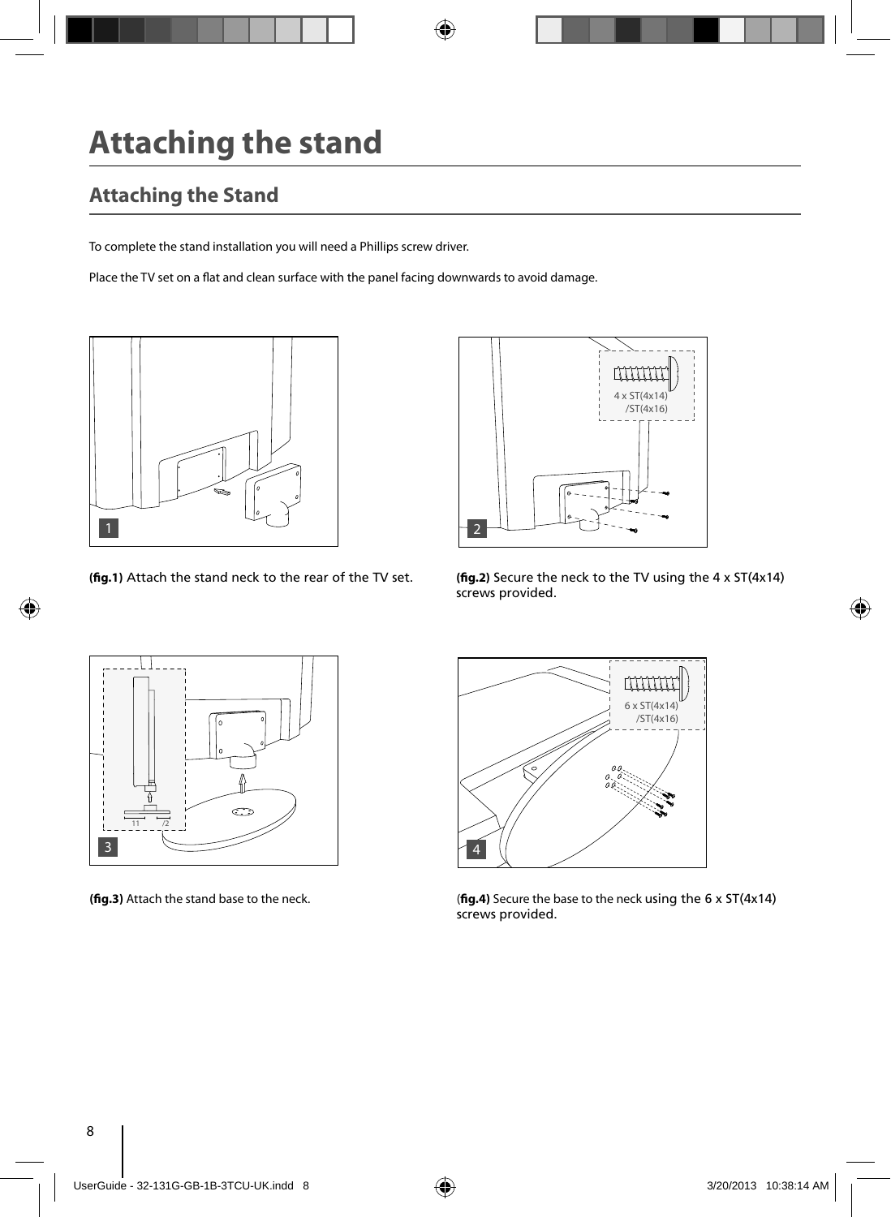# Attaching the stand

## Attaching the Stand

To complete the stand installation you will need a Phillips screw driver.

Place the TV set on a flat and clean surface with the panel facing downwards to avoid damage.

4 x ST(4x14) /ST(4x16)

**(fig.1)** Attach the stand neck to the rear of the TV set.

**(fig.2)** Secure the neck to the TV using the 4 x ST(4x14) screws provided.

6 x ST(4x14) /ST(4x16)

**(fig.3)** Attach the stand base to the neck.

(**fig.4)** Secure the base to the neck using the 6 x ST(4x14) screws provided.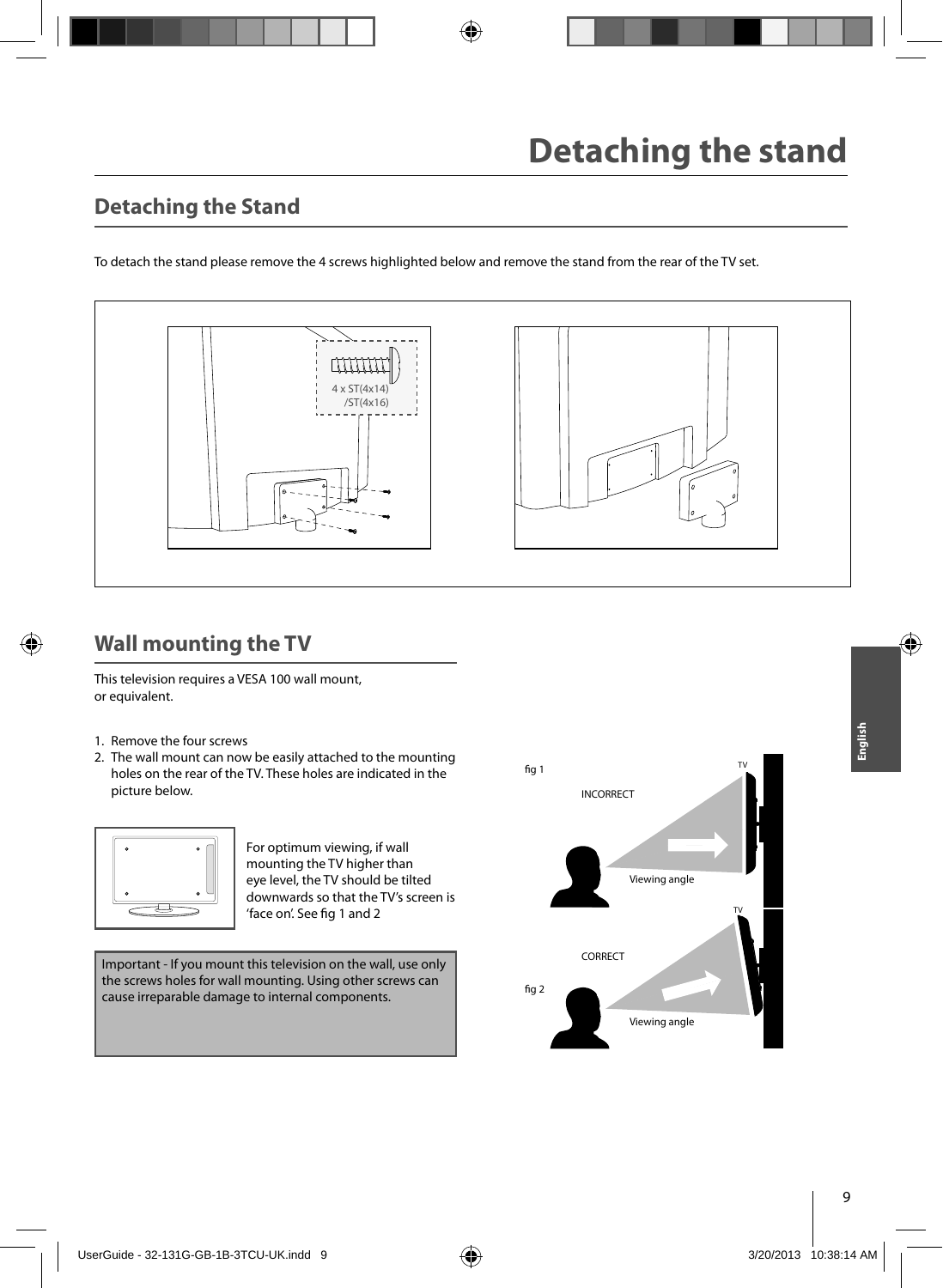# Detaching the stand

## Detaching the Stand

To detach the stand please remove the 4 screws highlighted below and remove the stand from the rear of the TV set.

4 x ST(4x14) /ST(4x16)

## Wall mounting the TV

This television requires a VESA 100 wall mount, or equivalent.

1. Remove the four screws
2. The wall mount can now be easily attached to the mounting holes on the rear of the TV. These holes are indicated in the picture below.

For optimum viewing, if wall mounting the TV higher than eye level, the TV should be tilted downwards so that the TV's screen is 'face on'. See fig 1 and 2

Important - If you mount this television on the wall, use only the screws holes for wall mounting. Using other screws can cause irreparable damage to internal components.

fig 1 — INCORRECT — TV — Viewing angle

fig 2 — CORRECT — TV — Viewing angle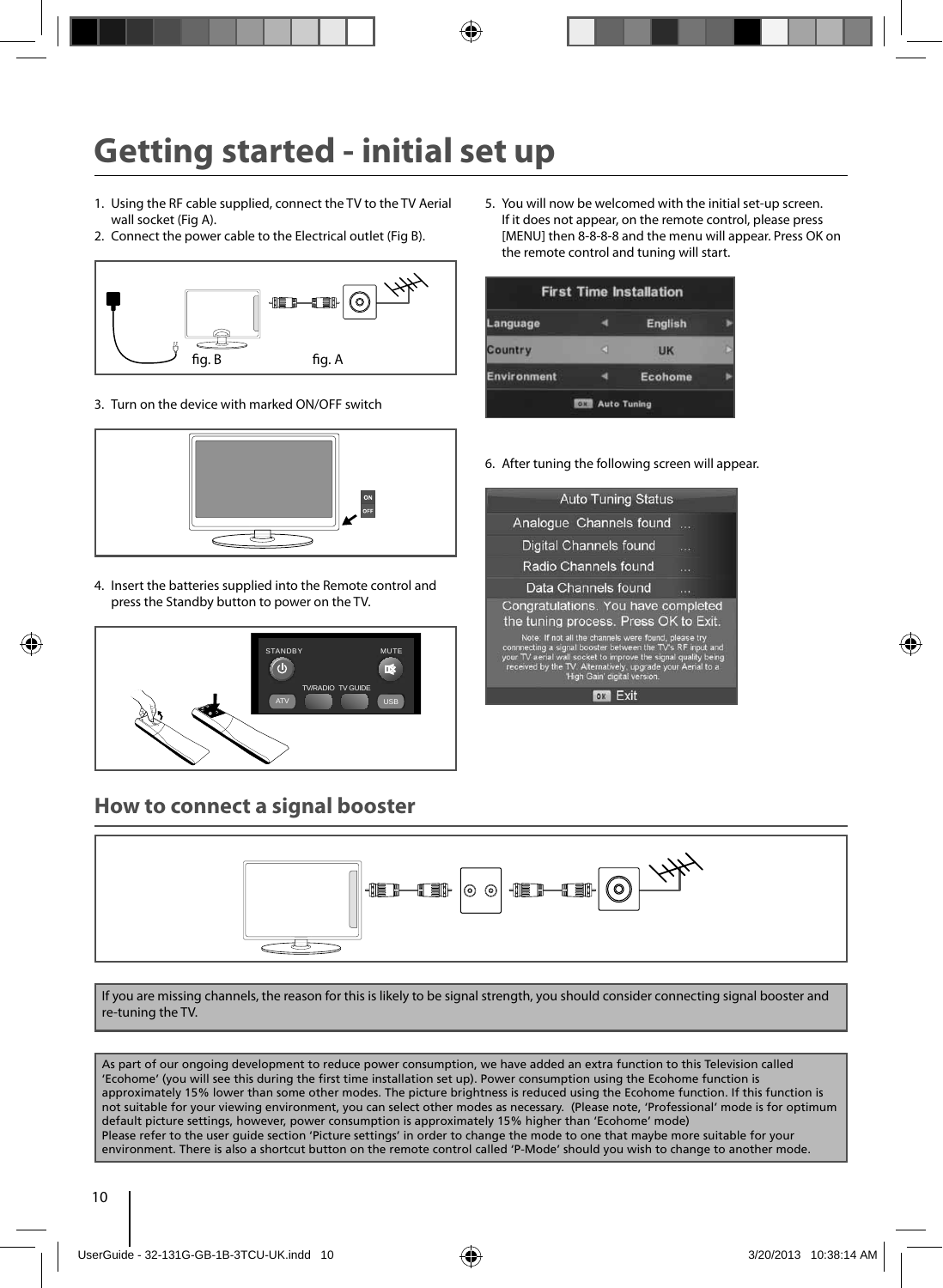# Getting started - initial set up

1. Using the RF cable supplied, connect the TV to the TV Aerial wall socket (Fig A).
2. Connect the power cable to the Electrical outlet (Fig B).

fig. B fig. A

3. Turn on the device with marked ON/OFF switch

4. Insert the batteries supplied into the Remote control and press the Standby button to power on the TV.

5. You will now be welcomed with the initial set-up screen. If it does not appear, on the remote control, please press [MENU] then 8-8-8-8 and the menu will appear. Press OK on the remote control and tuning will start.

| First Time Installation | |
|---|---|
| Language | English |
| Country | UK |
| Environment | Ecohome |
| OK Auto Tuning | |

6. After tuning the following screen will appear.

| Auto Tuning Status | |
|---|---|
| Analogue Channels found | ... |
| Digital Channels found | ... |
| Radio Channels found | ... |
| Data Channels found | ... |

Congratulations. You have completed the tuning process. Press OK to Exit.

Note: If not all the channels were found, please try connecting a signal booster between the TV's RF input and your TV aerial wall socket to improve the signal quality being received by the TV. Alternatively, upgrade your Aerial to a 'High Gain' digital version.

OK Exit

## How to connect a signal booster

If you are missing channels, the reason for this is likely to be signal strength, you should consider connecting signal booster and re-tuning the TV.

As part of our ongoing development to reduce power consumption, we have added an extra function to this Television called 'Ecohome' (you will see this during the first time installation set up). Power consumption using the Ecohome function is approximately 15% lower than some other modes. The picture brightness is reduced using the Ecohome function. If this function is not suitable for your viewing environment, you can select other modes as necessary. (Please note, 'Professional' mode is for optimum default picture settings, however, power consumption is approximately 15% higher than 'Ecohome' mode)
Please refer to the user guide section 'Picture settings' in order to change the mode to one that maybe more suitable for your environment. There is also a shortcut button on the remote control called 'P-Mode' should you wish to change to another mode.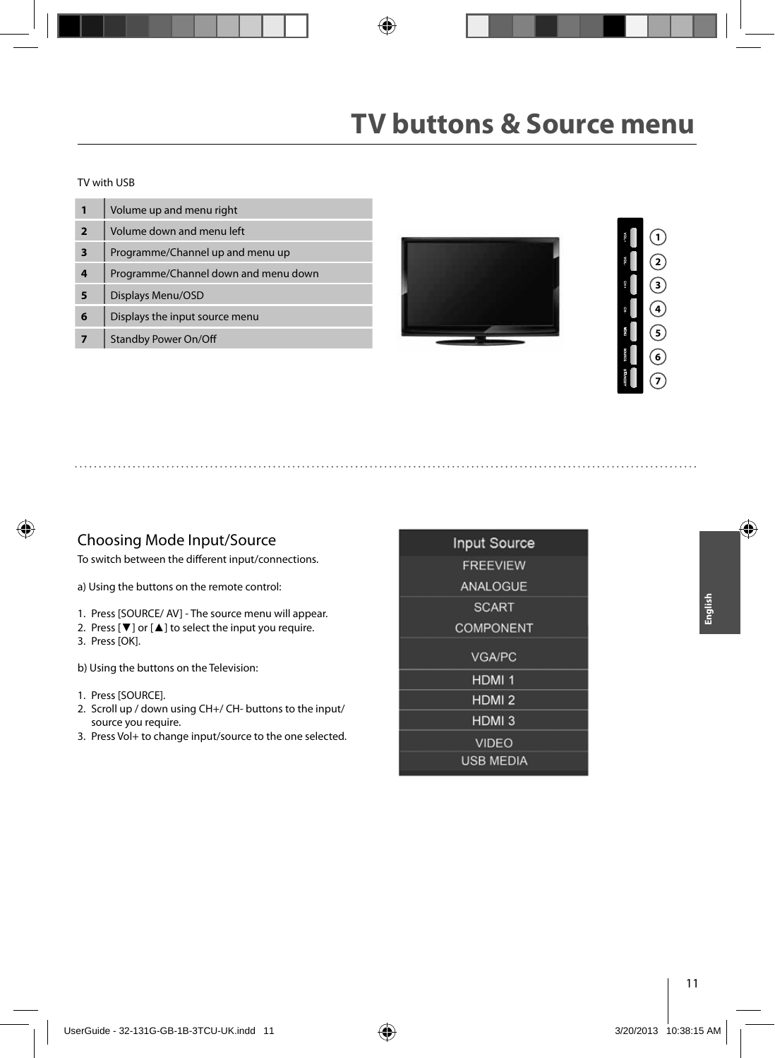# TV buttons & Source menu

TV with USB

| 1 | Volume up and menu right |
|---|---|
| 2 | Volume down and menu left |
| 3 | Programme/Channel up and menu up |
| 4 | Programme/Channel down and menu down |
| 5 | Displays Menu/OSD |
| 6 | Displays the input source menu |
| 7 | Standby Power On/Off |

## Choosing Mode Input/Source

To switch between the different input/connections.

a) Using the buttons on the remote control:

1. Press [SOURCE/ AV] - The source menu will appear.
2. Press [▼] or [▲] to select the input you require.
3. Press [OK].

b) Using the buttons on the Television:

1. Press [SOURCE].
2. Scroll up / down using CH+/ CH- buttons to the input/ source you require.
3. Press Vol+ to change input/source to the one selected.

| Input Source |
|---|
| FREEVIEW |
| ANALOGUE |
| SCART |
| COMPONENT |
| VGA/PC |
| HDMI 1 |
| HDMI 2 |
| HDMI 3 |
| VIDEO |
| USB MEDIA |

English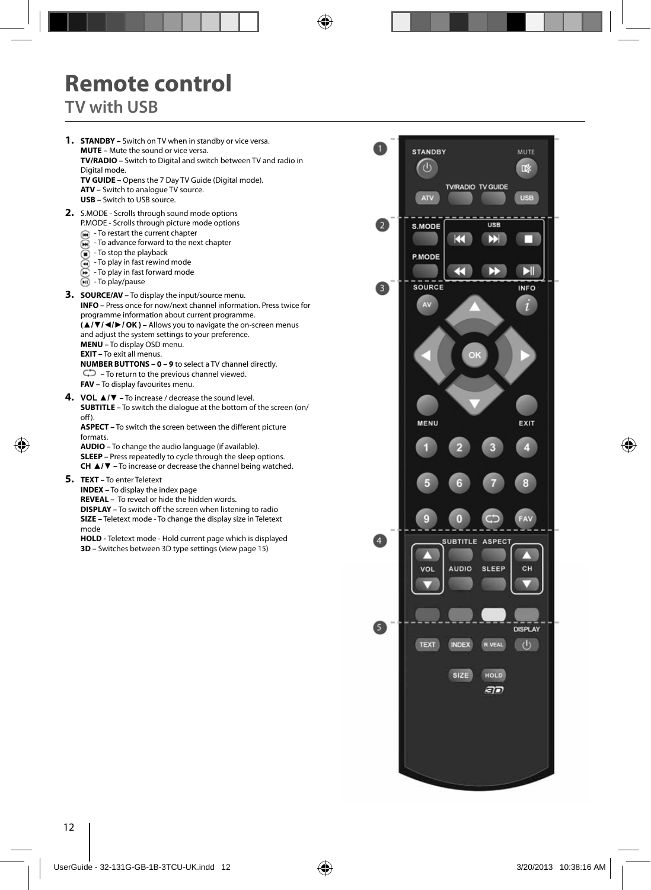# Remote control

## TV with USB

1. **STANDBY –** Switch on TV when in standby or vice versa.
   **MUTE –** Mute the sound or vice versa.
   **TV/RADIO –** Switch to Digital and switch between TV and radio in Digital mode.
   **TV GUIDE –** Opens the 7 Day TV Guide (Digital mode).
   **ATV –** Switch to analogue TV source.
   **USB –** Switch to USB source.

2. S.MODE - Scrolls through sound mode options
   P.MODE - Scrolls through picture mode options
   ⏮ - To restart the current chapter
   ⏭ - To advance forward to the next chapter
   ⏹ - To stop the playback
   ⏪ - To play in fast rewind mode
   ⏩ - To play in fast forward mode
   ⏯ - To play/pause

3. **SOURCE/AV –** To display the input/source menu.
   **INFO –** Press once for now/next channel information. Press twice for programme information about current programme.
   **(▲/▼/◄/►/ OK ) –** Allows you to navigate the on-screen menus and adjust the system settings to your preference.
   **MENU –** To display OSD menu.
   **EXIT –** To exit all menus.
   **NUMBER BUTTONS – 0 – 9** to select a TV channel directly.
   ⮌ – To return to the previous channel viewed.
   **FAV –** To display favourites menu.

4. **VOL ▲/▼ –** To increase / decrease the sound level.
   **SUBTITLE –** To switch the dialogue at the bottom of the screen (on/off).
   **ASPECT –** To switch the screen between the different picture formats.
   **AUDIO –** To change the audio language (if available).
   **SLEEP –** Press repeatedly to cycle through the sleep options.
   **CH ▲/▼ –** To increase or decrease the channel being watched.

5. **TEXT –** To enter Teletext
   **INDEX –** To display the index page
   **REVEAL –** To reveal or hide the hidden words.
   **DISPLAY –** To switch off the screen when listening to radio
   **SIZE –** Teletext mode - To change the display size in Teletext mode
   **HOLD -** Teletext mode - Hold current page which is displayed
   **3D –** Switches between 3D type settings (view page 15)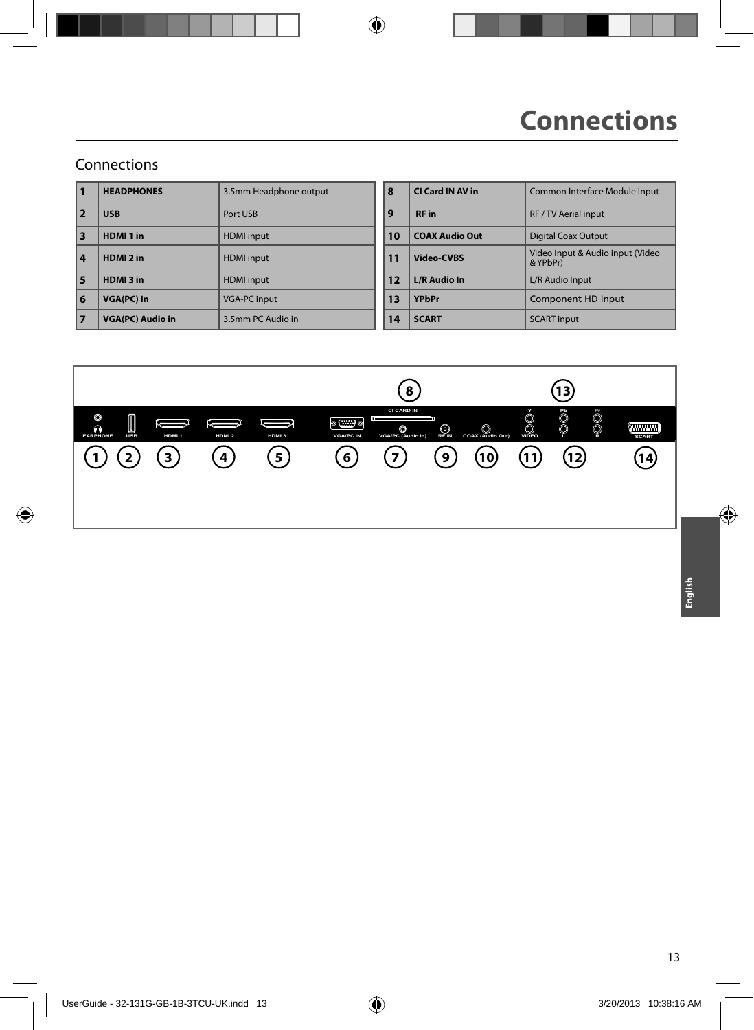# Connections

## Connections

| | | |
|---|---|---|
| **1** | **HEADPHONES** | 3.5mm Headphone output |
| **2** | **USB** | Port USB |
| **3** | **HDMI 1 in** | HDMI input |
| **4** | **HDMI 2 in** | HDMI input |
| **5** | **HDMI 3 in** | HDMI input |
| **6** | **VGA(PC) In** | VGA-PC input |
| **7** | **VGA(PC) Audio in** | 3.5mm PC Audio in |

| | | |
|---|---|---|
| **8** | **CI Card IN AV in** | Common Interface Module Input |
| **9** | **RF in** | RF / TV Aerial input |
| **10** | **COAX Audio Out** | Digital Coax Output |
| **11** | **Video-CVBS** | Video Input & Audio input (Video & YPbPr) |
| **12** | **L/R Audio In** | L/R Audio Input |
| **13** | **YPbPr** | Component HD Input |
| **14** | **SCART** | SCART input |

8 CI CARD IN
13 Y Pb Pr

EARPHONE (1) USB (2) HDMI 1 (3) HDMI 2 (4) HDMI 3 (5) VGA/PC IN (6) VGA/PC (Audio in) (7) RF IN (9) COAX (Audio Out) (10) VIDEO (11) L R (12) SCART (14)

English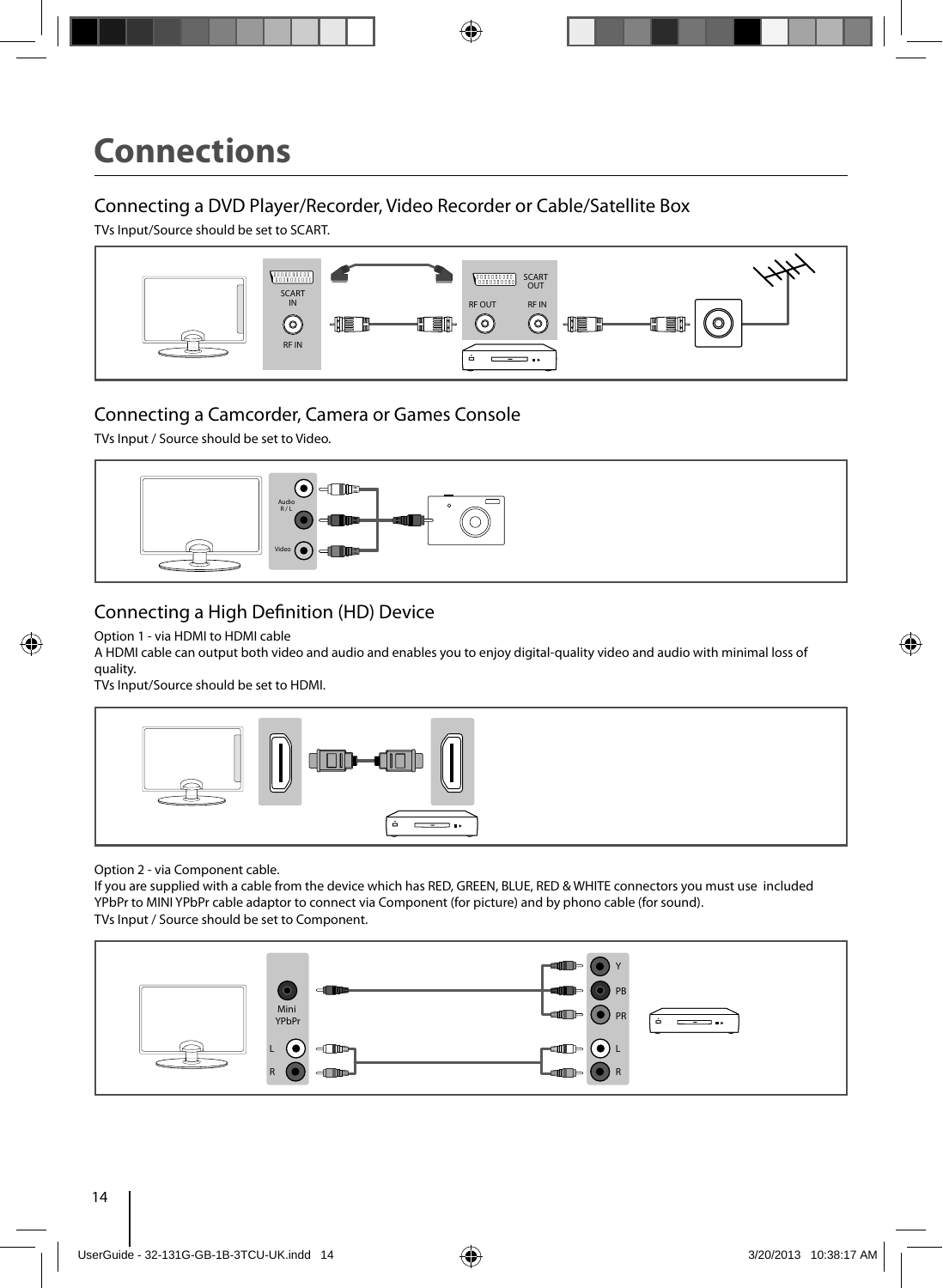# Connections

## Connecting a DVD Player/Recorder, Video Recorder or Cable/Satellite Box

TVs Input/Source should be set to SCART.

SCART IN

RF IN

SCART OUT

RF OUT

RF IN

## Connecting a Camcorder, Camera or Games Console

TVs Input / Source should be set to Video.

Audio R / L

Video

## Connecting a High Definition (HD) Device

Option 1 - via HDMI to HDMI cable

A HDMI cable can output both video and audio and enables you to enjoy digital-quality video and audio with minimal loss of quality.

TVs Input/Source should be set to HDMI.

Option 2 - via Component cable.

If you are supplied with a cable from the device which has RED, GREEN, BLUE, RED & WHITE connectors you must use included YPbPr to MINI YPbPr cable adaptor to connect via Component (for picture) and by phono cable (for sound).

TVs Input / Source should be set to Component.

Mini YPbPr

L

R

Y

PB

PR

L

R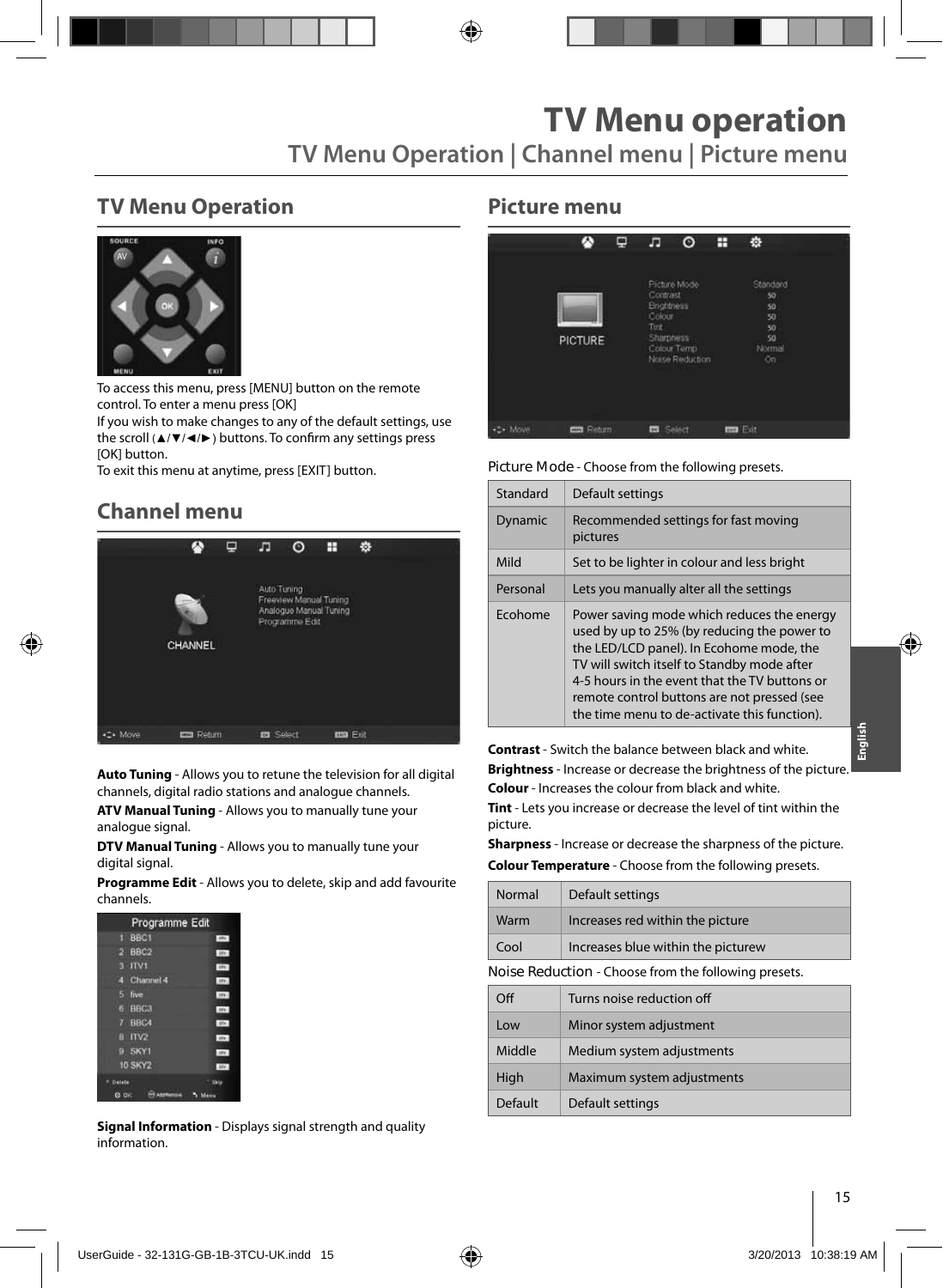# TV Menu operation

## TV Menu Operation | Channel menu | Picture menu

## TV Menu Operation

To access this menu, press [MENU] button on the remote control. To enter a menu press [OK]

If you wish to make changes to any of the default settings, use the scroll (▲/▼/◄/►) buttons. To confirm any settings press [OK] button.

To exit this menu at anytime, press [EXIT] button.

## Channel menu

**Auto Tuning** - Allows you to retune the television for all digital channels, digital radio stations and analogue channels.

**ATV Manual Tuning** - Allows you to manually tune your analogue signal.

**DTV Manual Tuning** - Allows you to manually tune your digital signal.

**Programme Edit** - Allows you to delete, skip and add favourite channels.

**Signal Information** - Displays signal strength and quality information.

## Picture menu

Picture Mode - Choose from the following presets.

| Standard | Default settings |
|---|---|
| Dynamic | Recommended settings for fast moving pictures |
| Mild | Set to be lighter in colour and less bright |
| Personal | Lets you manually alter all the settings |
| Ecohome | Power saving mode which reduces the energy used by up to 25% (by reducing the power to the LED/LCD panel). In Ecohome mode, the TV will switch itself to Standby mode after 4-5 hours in the event that the TV buttons or remote control buttons are not pressed (see the time menu to de-activate this function). |

**Contrast** - Switch the balance between black and white.

**Brightness** - Increase or decrease the brightness of the picture.

**Colour** - Increases the colour from black and white.

**Tint** - Lets you increase or decrease the level of tint within the picture.

**Sharpness** - Increase or decrease the sharpness of the picture.

**Colour Temperature** - Choose from the following presets.

| Normal | Default settings |
|---|---|
| Warm | Increases red within the picture |
| Cool | Increases blue within the picturew |

Noise Reduction - Choose from the following presets.

| Off | Turns noise reduction off |
|---|---|
| Low | Minor system adjustment |
| Middle | Medium system adjustments |
| High | Maximum system adjustments |
| Default | Default settings |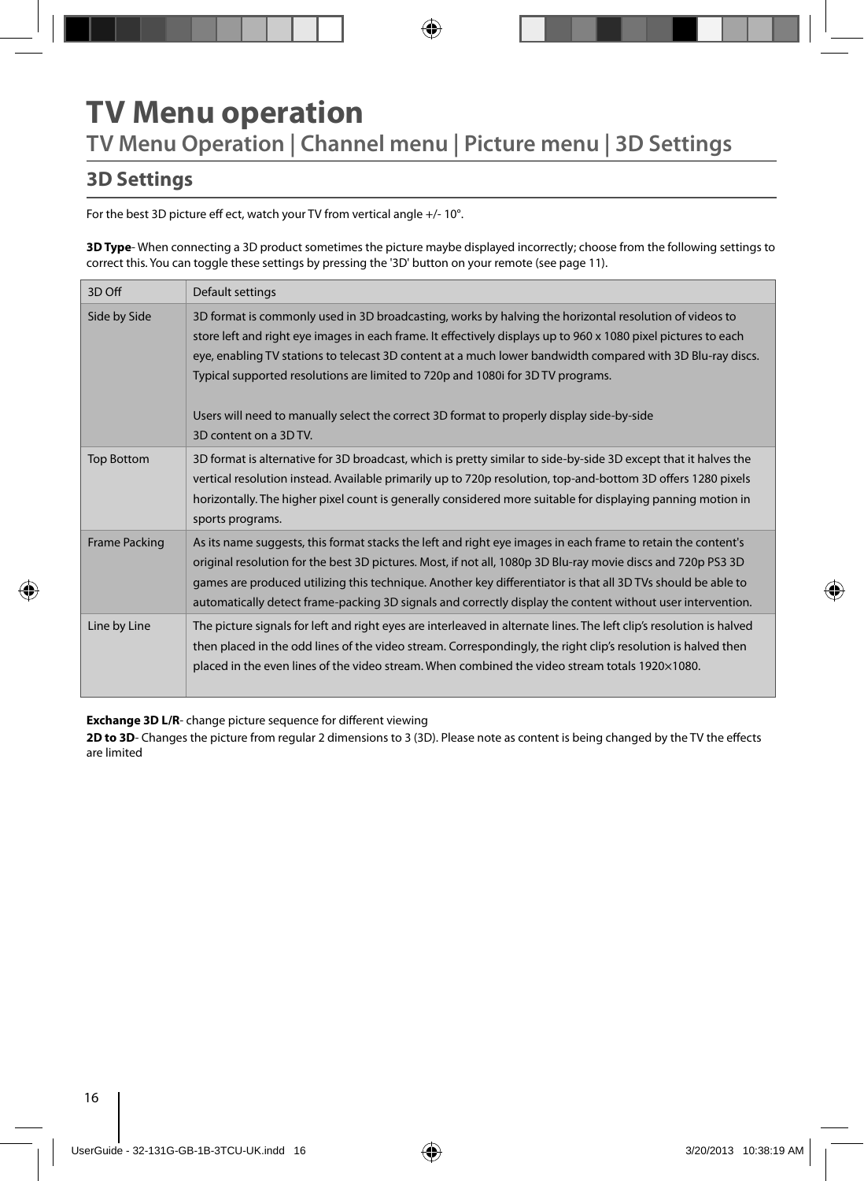# TV Menu operation

## TV Menu Operation | Channel menu | Picture menu | 3D Settings

### 3D Settings

For the best 3D picture eff ect, watch your TV from vertical angle +/- 10°.

**3D Type**- When connecting a 3D product sometimes the picture maybe displayed incorrectly; choose from the following settings to correct this. You can toggle these settings by pressing the '3D' button on your remote (see page 11).

| 3D Off | Default settings |
|---|---|
| Side by Side | 3D format is commonly used in 3D broadcasting, works by halving the horizontal resolution of videos to store left and right eye images in each frame. It effectively displays up to 960 x 1080 pixel pictures to each eye, enabling TV stations to telecast 3D content at a much lower bandwidth compared with 3D Blu-ray discs. Typical supported resolutions are limited to 720p and 1080i for 3D TV programs.<br><br>Users will need to manually select the correct 3D format to properly display side-by-side 3D content on a 3D TV. |
| Top Bottom | 3D format is alternative for 3D broadcast, which is pretty similar to side-by-side 3D except that it halves the vertical resolution instead. Available primarily up to 720p resolution, top-and-bottom 3D offers 1280 pixels horizontally. The higher pixel count is generally considered more suitable for displaying panning motion in sports programs. |
| Frame Packing | As its name suggests, this format stacks the left and right eye images in each frame to retain the content's original resolution for the best 3D pictures. Most, if not all, 1080p 3D Blu-ray movie discs and 720p PS3 3D games are produced utilizing this technique. Another key differentiator is that all 3D TVs should be able to automatically detect frame-packing 3D signals and correctly display the content without user intervention. |
| Line by Line | The picture signals for left and right eyes are interleaved in alternate lines. The left clip's resolution is halved then placed in the odd lines of the video stream. Correspondingly, the right clip's resolution is halved then placed in the even lines of the video stream. When combined the video stream totals 1920×1080. |

**Exchange 3D L/R**- change picture sequence for different viewing

**2D to 3D**- Changes the picture from regular 2 dimensions to 3 (3D). Please note as content is being changed by the TV the effects are limited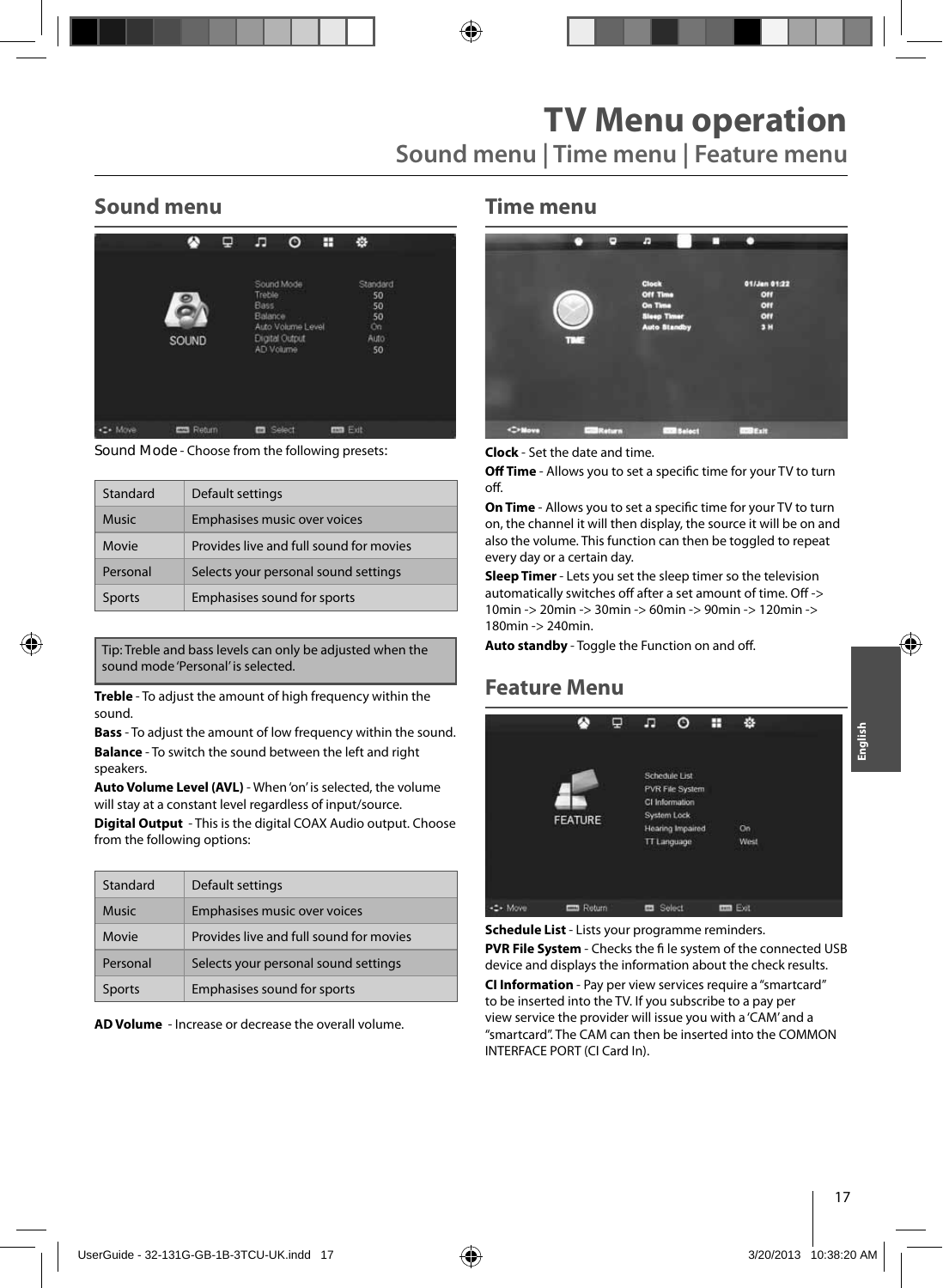# TV Menu operation

## Sound menu | Time menu | Feature menu

## Sound menu

Sound Mode - Choose from the following presets:

| Standard | Default settings |
|---|---|
| Music | Emphasises music over voices |
| Movie | Provides live and full sound for movies |
| Personal | Selects your personal sound settings |
| Sports | Emphasises sound for sports |

Tip: Treble and bass levels can only be adjusted when the sound mode 'Personal' is selected.

**Treble** - To adjust the amount of high frequency within the sound.

**Bass** - To adjust the amount of low frequency within the sound.

**Balance** - To switch the sound between the left and right speakers.

**Auto Volume Level (AVL)** - When 'on' is selected, the volume will stay at a constant level regardless of input/source.

**Digital Output** - This is the digital COAX Audio output. Choose from the following options:

| Standard | Default settings |
|---|---|
| Music | Emphasises music over voices |
| Movie | Provides live and full sound for movies |
| Personal | Selects your personal sound settings |
| Sports | Emphasises sound for sports |

**AD Volume** - Increase or decrease the overall volume.

## Time menu

**Clock** - Set the date and time.

**Off Time** - Allows you to set a specific time for your TV to turn off.

**On Time** - Allows you to set a specific time for your TV to turn on, the channel it will then display, the source it will be on and also the volume. This function can then be toggled to repeat every day or a certain day.

**Sleep Timer** - Lets you set the sleep timer so the television automatically switches off after a set amount of time. Off -> 10min -> 20min -> 30min -> 60min -> 90min -> 120min -> 180min -> 240min.

**Auto standby** - Toggle the Function on and off.

## Feature Menu

**Schedule List** - Lists your programme reminders.

**PVR File System** - Checks the fi le system of the connected USB device and displays the information about the check results.

**CI Information** - Pay per view services require a "smartcard" to be inserted into the TV. If you subscribe to a pay per view service the provider will issue you with a 'CAM' and a "smartcard". The CAM can then be inserted into the COMMON INTERFACE PORT (CI Card In).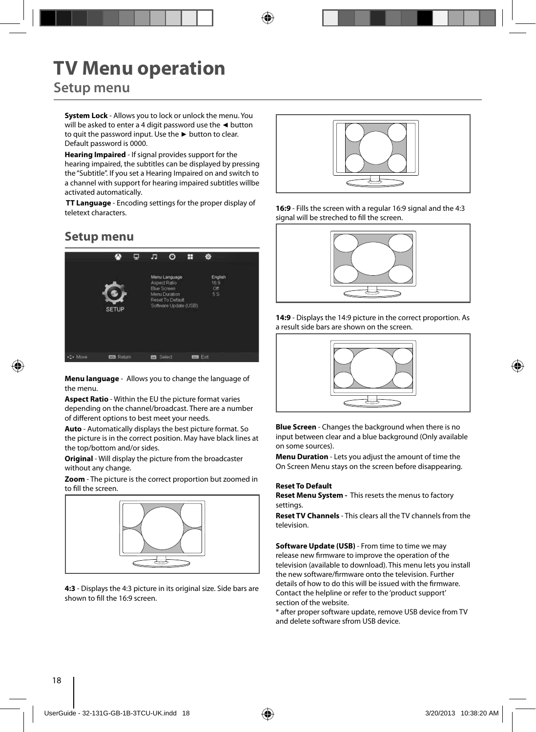# TV Menu operation

## Setup menu

**System Lock** - Allows you to lock or unlock the menu. You will be asked to enter a 4 digit password use the ◄ button to quit the password input. Use the ► button to clear. Default password is 0000.

**Hearing Impaired** - If signal provides support for the hearing impaired, the subtitles can be displayed by pressing the "Subtitle". If you set a Hearing Impaired on and switch to a channel with support for hearing impaired subtitles willbe activated automatically.

**TT Language** - Encoding settings for the proper display of teletext characters.

## Setup menu

**Menu language** - Allows you to change the language of the menu.

**Aspect Ratio** - Within the EU the picture format varies depending on the channel/broadcast. There are a number of different options to best meet your needs.

**Auto** - Automatically displays the best picture format. So the picture is in the correct position. May have black lines at the top/bottom and/or sides.

**Original** - Will display the picture from the broadcaster without any change.

**Zoom** - The picture is the correct proportion but zoomed in to fill the screen.

**4:3** - Displays the 4:3 picture in its original size. Side bars are shown to fill the 16:9 screen.

**16:9** - Fills the screen with a regular 16:9 signal and the 4:3 signal will be streched to fill the screen.

**14:9** - Displays the 14:9 picture in the correct proportion. As a result side bars are shown on the screen.

**Blue Screen** - Changes the background when there is no input between clear and a blue background (Only available on some sources).

**Menu Duration** - Lets you adjust the amount of time the On Screen Menu stays on the screen before disappearing.

**Reset To Default**

**Reset Menu System -** This resets the menus to factory settings.

**Reset TV Channels** - This clears all the TV channels from the television.

**Software Update (USB)** - From time to time we may release new firmware to improve the operation of the television (available to download). This menu lets you install the new software/firmware onto the television. Further details of how to do this will be issued with the firmware. Contact the helpline or refer to the 'product support' section of the website.

* after proper software update, remove USB device from TV and delete software sfrom USB device.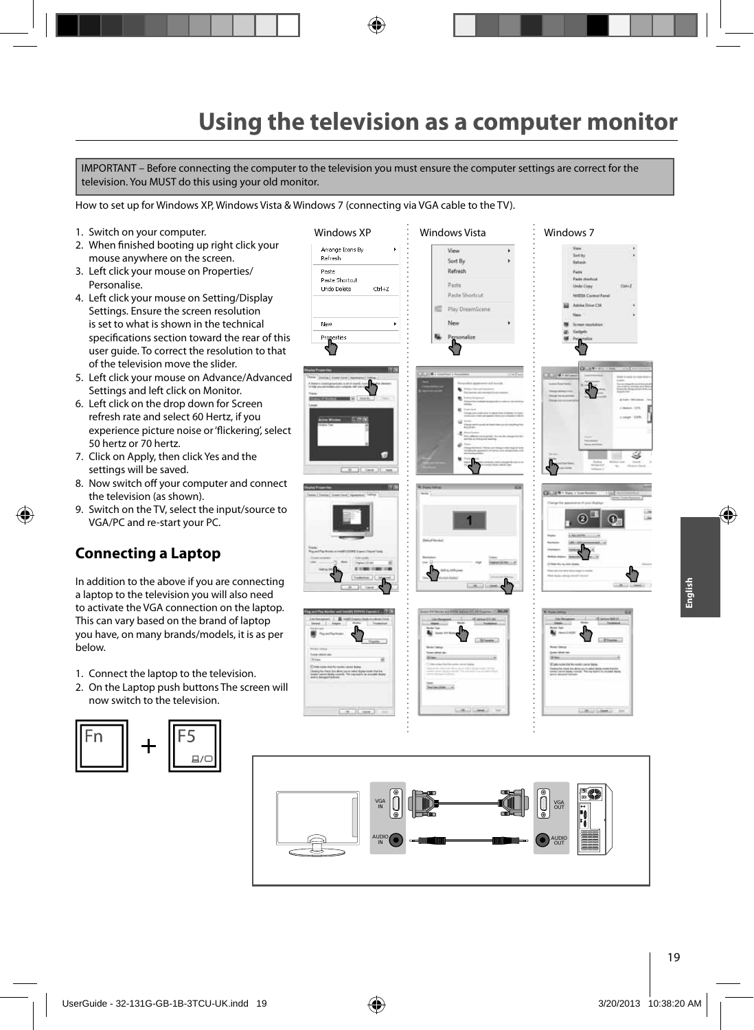# Using the television as a computer monitor

IMPORTANT – Before connecting the computer to the television you must ensure the computer settings are correct for the television. You MUST do this using your old monitor.

How to set up for Windows XP, Windows Vista & Windows 7 (connecting via VGA cable to the TV).

1. Switch on your computer.
2. When finished booting up right click your mouse anywhere on the screen.
3. Left click your mouse on Properties/Personalise.
4. Left click your mouse on Setting/Display Settings. Ensure the screen resolution is set to what is shown in the technical specifications section toward the rear of this user guide. To correct the resolution to that of the television move the slider.
5. Left click your mouse on Advance/Advanced Settings and left click on Monitor.
6. Left click on the drop down for Screen refresh rate and select 60 Hertz, if you experience picture noise or 'flickering', select 50 hertz or 70 hertz.
7. Click on Apply, then click Yes and the settings will be saved.
8. Now switch off your computer and connect the television (as shown).
9. Switch on the TV, select the input/source to VGA/PC and re-start your PC.

Windows XP | Windows Vista | Windows 7

## Connecting a Laptop

In addition to the above if you are connecting a laptop to the television you will also need to activate the VGA connection on the laptop. This can vary based on the brand of laptop you have, on many brands/models, it is as per below.

1. Connect the laptop to the television.
2. On the Laptop push buttons The screen will now switch to the television.

Fn + F5

VGA IN | AUDIO IN | VGA OUT | AUDIO OUT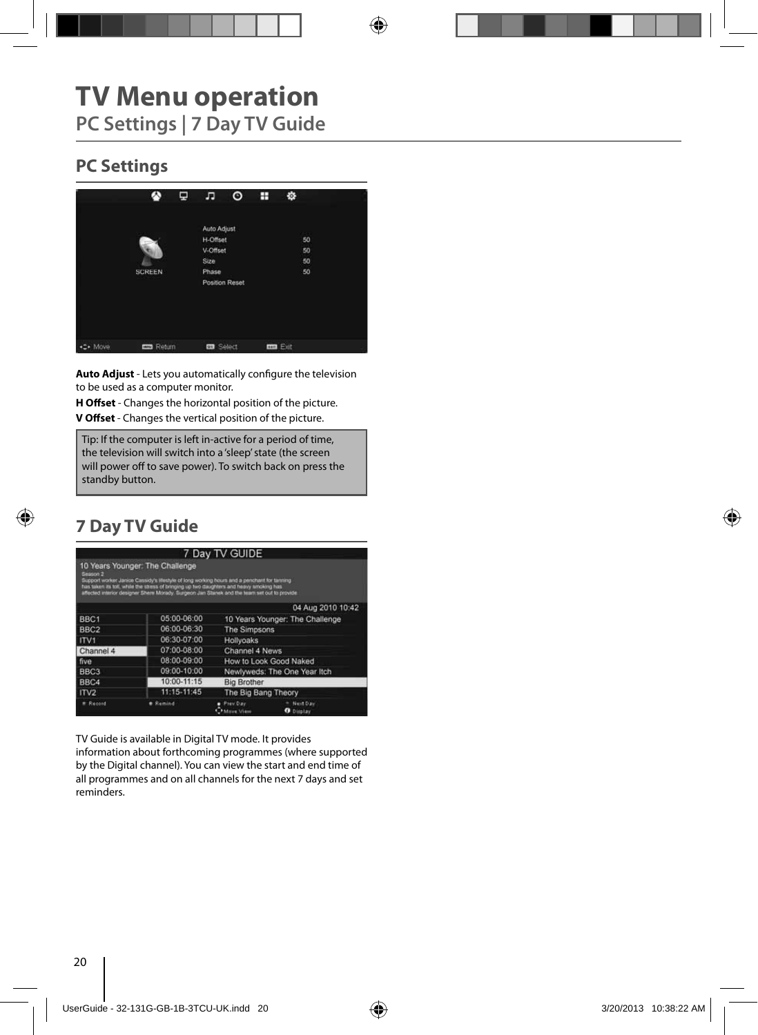# TV Menu operation

## PC Settings | 7 Day TV Guide

### PC Settings

**Auto Adjust** - Lets you automatically configure the television to be used as a computer monitor.

**H Offset** - Changes the horizontal position of the picture.

**V Offset** - Changes the vertical position of the picture.

> Tip: If the computer is left in-active for a period of time, the television will switch into a 'sleep' state (the screen will power off to save power). To switch back on press the standby button.

### 7 Day TV Guide

TV Guide is available in Digital TV mode. It provides information about forthcoming programmes (where supported by the Digital channel). You can view the start and end time of all programmes and on all channels for the next 7 days and set reminders.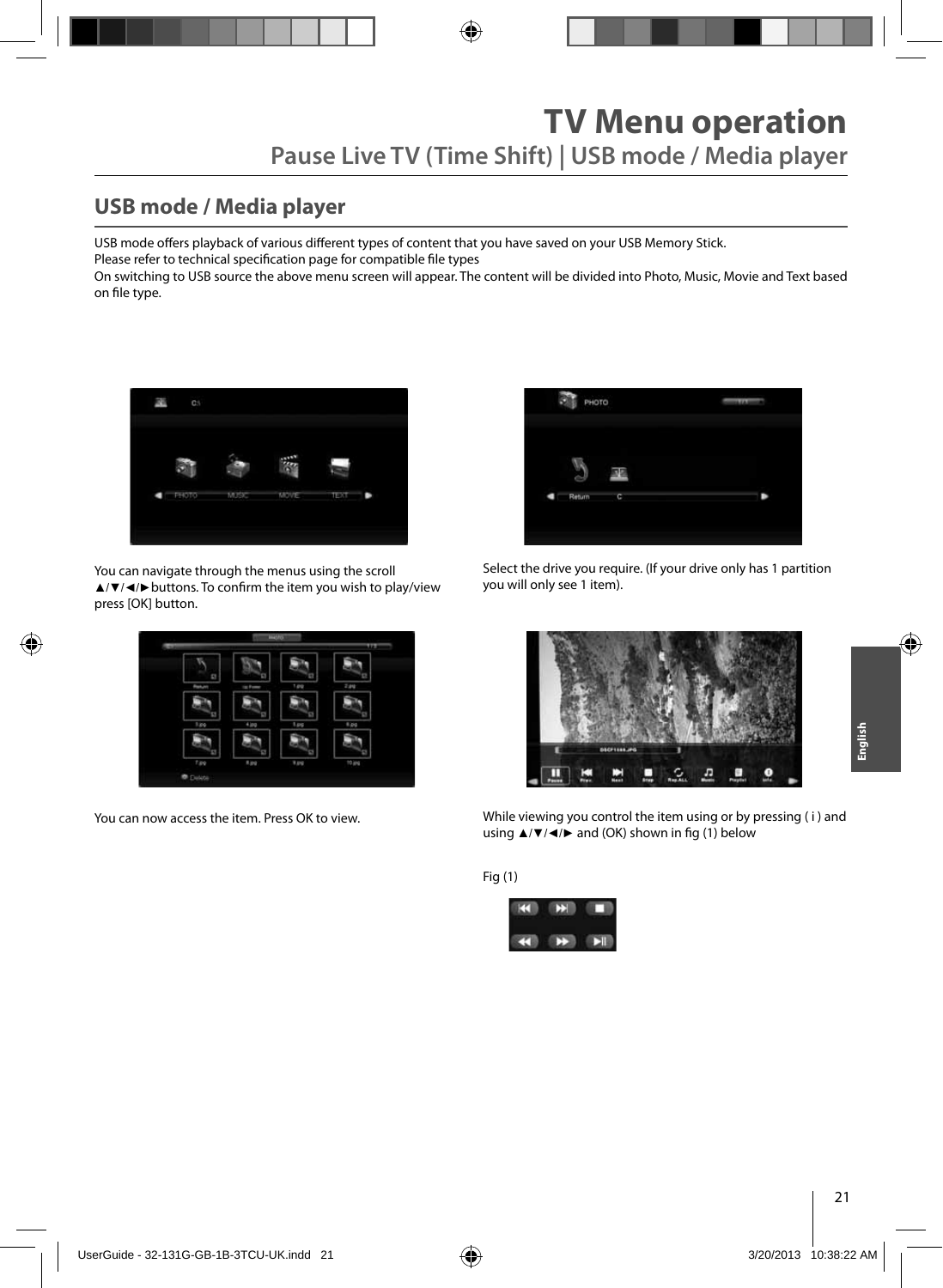# TV Menu operation

## Pause Live TV (Time Shift) | USB mode / Media player

## USB mode / Media player

USB mode offers playback of various different types of content that you have saved on your USB Memory Stick.
Please refer to technical specification page for compatible file types
On switching to USB source the above menu screen will appear. The content will be divided into Photo, Music, Movie and Text based on file type.

You can navigate through the menus using the scroll ▲/▼/◄/►buttons. To confirm the item you wish to play/view press [OK] button.

Select the drive you require. (If your drive only has 1 partition you will only see 1 item).

You can now access the item. Press OK to view.

While viewing you control the item using or by pressing ( i ) and using ▲/▼/◄/► and (OK) shown in fig (1) below

Fig (1)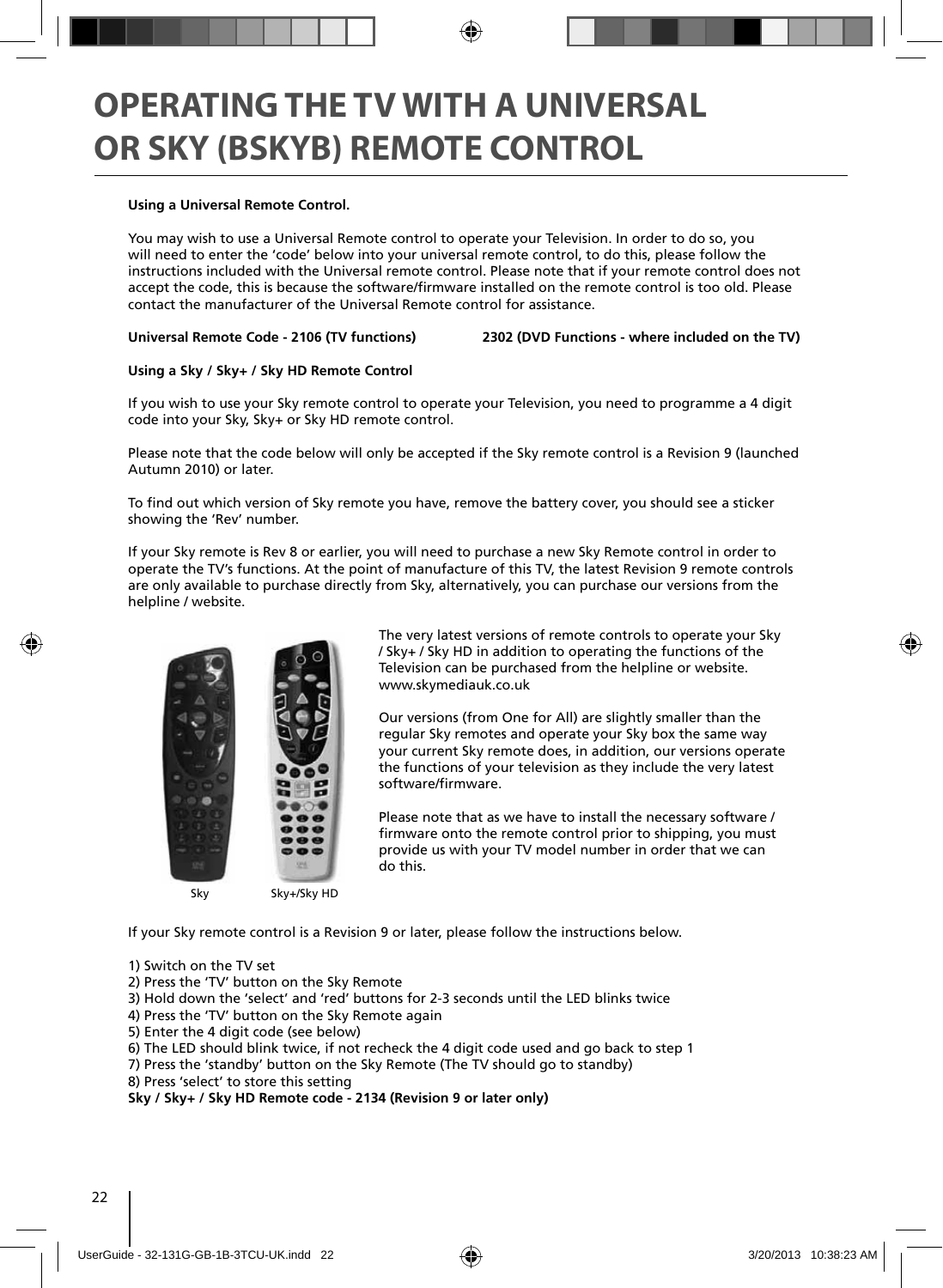# OPERATING THE TV WITH A UNIVERSAL OR SKY (BSKYB) REMOTE CONTROL

**Using a Universal Remote Control.**

You may wish to use a Universal Remote control to operate your Television. In order to do so, you will need to enter the 'code' below into your universal remote control, to do this, please follow the instructions included with the Universal remote control. Please note that if your remote control does not accept the code, this is because the software/firmware installed on the remote control is too old. Please contact the manufacturer of the Universal Remote control for assistance.

**Universal Remote Code - 2106 (TV functions)** **2302 (DVD Functions - where included on the TV)**

**Using a Sky / Sky+ / Sky HD Remote Control**

If you wish to use your Sky remote control to operate your Television, you need to programme a 4 digit code into your Sky, Sky+ or Sky HD remote control.

Please note that the code below will only be accepted if the Sky remote control is a Revision 9 (launched Autumn 2010) or later.

To find out which version of Sky remote you have, remove the battery cover, you should see a sticker showing the 'Rev' number.

If your Sky remote is Rev 8 or earlier, you will need to purchase a new Sky Remote control in order to operate the TV's functions. At the point of manufacture of this TV, the latest Revision 9 remote controls are only available to purchase directly from Sky, alternatively, you can purchase our versions from the helpline / website.

Sky Sky+/Sky HD

The very latest versions of remote controls to operate your Sky / Sky+ / Sky HD in addition to operating the functions of the Television can be purchased from the helpline or website. www.skymediauk.co.uk

Our versions (from One for All) are slightly smaller than the regular Sky remotes and operate your Sky box the same way your current Sky remote does, in addition, our versions operate the functions of your television as they include the very latest software/firmware.

Please note that as we have to install the necessary software / firmware onto the remote control prior to shipping, you must provide us with your TV model number in order that we can do this.

If your Sky remote control is a Revision 9 or later, please follow the instructions below.

1) Switch on the TV set
2) Press the 'TV' button on the Sky Remote
3) Hold down the 'select' and 'red' buttons for 2-3 seconds until the LED blinks twice
4) Press the 'TV' button on the Sky Remote again
5) Enter the 4 digit code (see below)
6) The LED should blink twice, if not recheck the 4 digit code used and go back to step 1
7) Press the 'standby' button on the Sky Remote (The TV should go to standby)
8) Press 'select' to store this setting

**Sky / Sky+ / Sky HD Remote code - 2134 (Revision 9 or later only)**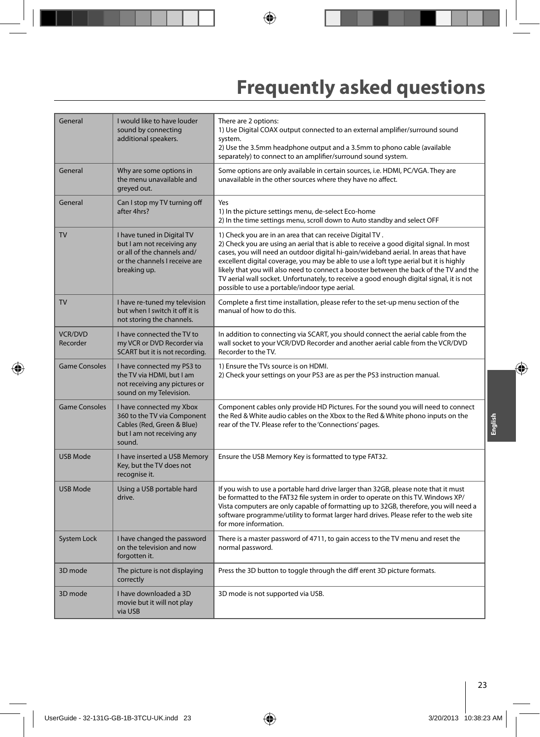# Frequently asked questions

| | | |
|---|---|---|
| General | I would like to have louder sound by connecting additional speakers. | There are 2 options:<br>1) Use Digital COAX output connected to an external amplifier/surround sound system.<br>2) Use the 3.5mm headphone output and a 3.5mm to phono cable (available separately) to connect to an amplifier/surround sound system. |
| General | Why are some options in the menu unavailable and greyed out. | Some options are only available in certain sources, i.e. HDMI, PC/VGA. They are unavailable in the other sources where they have no affect. |
| General | Can I stop my TV turning off after 4hrs? | Yes<br>1) In the picture settings menu, de-select Eco-home<br>2) In the time settings menu, scroll down to Auto standby and select OFF |
| TV | I have tuned in Digital TV but I am not receiving any or all of the channels and/ or the channels I receive are breaking up. | 1) Check you are in an area that can receive Digital TV .<br>2) Check you are using an aerial that is able to receive a good digital signal. In most cases, you will need an outdoor digital hi-gain/wideband aerial. In areas that have excellent digital coverage, you may be able to use a loft type aerial but it is highly likely that you will also need to connect a booster between the back of the TV and the TV aerial wall socket. Unfortunately, to receive a good enough digital signal, it is not possible to use a portable/indoor type aerial. |
| TV | I have re-tuned my television but when I switch it off it is not storing the channels. | Complete a first time installation, please refer to the set-up menu section of the manual of how to do this. |
| VCR/DVD Recorder | I have connected the TV to my VCR or DVD Recorder via SCART but it is not recording. | In addition to connecting via SCART, you should connect the aerial cable from the wall socket to your VCR/DVD Recorder and another aerial cable from the VCR/DVD Recorder to the TV. |
| Game Consoles | I have connected my PS3 to the TV via HDMI, but I am not receiving any pictures or sound on my Television. | 1) Ensure the TVs source is on HDMI.<br>2) Check your settings on your PS3 are as per the PS3 instruction manual. |
| Game Consoles | I have connected my Xbox 360 to the TV via Component Cables (Red, Green & Blue) but I am not receiving any sound. | Component cables only provide HD Pictures. For the sound you will need to connect the Red & White audio cables on the Xbox to the Red & White phono inputs on the rear of the TV. Please refer to the 'Connections' pages. |
| USB Mode | I have inserted a USB Memory Key, but the TV does not recognise it. | Ensure the USB Memory Key is formatted to type FAT32. |
| USB Mode | Using a USB portable hard drive. | If you wish to use a portable hard drive larger than 32GB, please note that it must be formatted to the FAT32 file system in order to operate on this TV. Windows XP/ Vista computers are only capable of formatting up to 32GB, therefore, you will need a software programme/utility to format larger hard drives. Please refer to the web site for more information. |
| System Lock | I have changed the password on the television and now forgotten it. | There is a master password of 4711, to gain access to the TV menu and reset the normal password. |
| 3D mode | The picture is not displaying correctly | Press the 3D button to toggle through the diff erent 3D picture formats. |
| 3D mode | I have downloaded a 3D movie but it will not play via USB | 3D mode is not supported via USB. |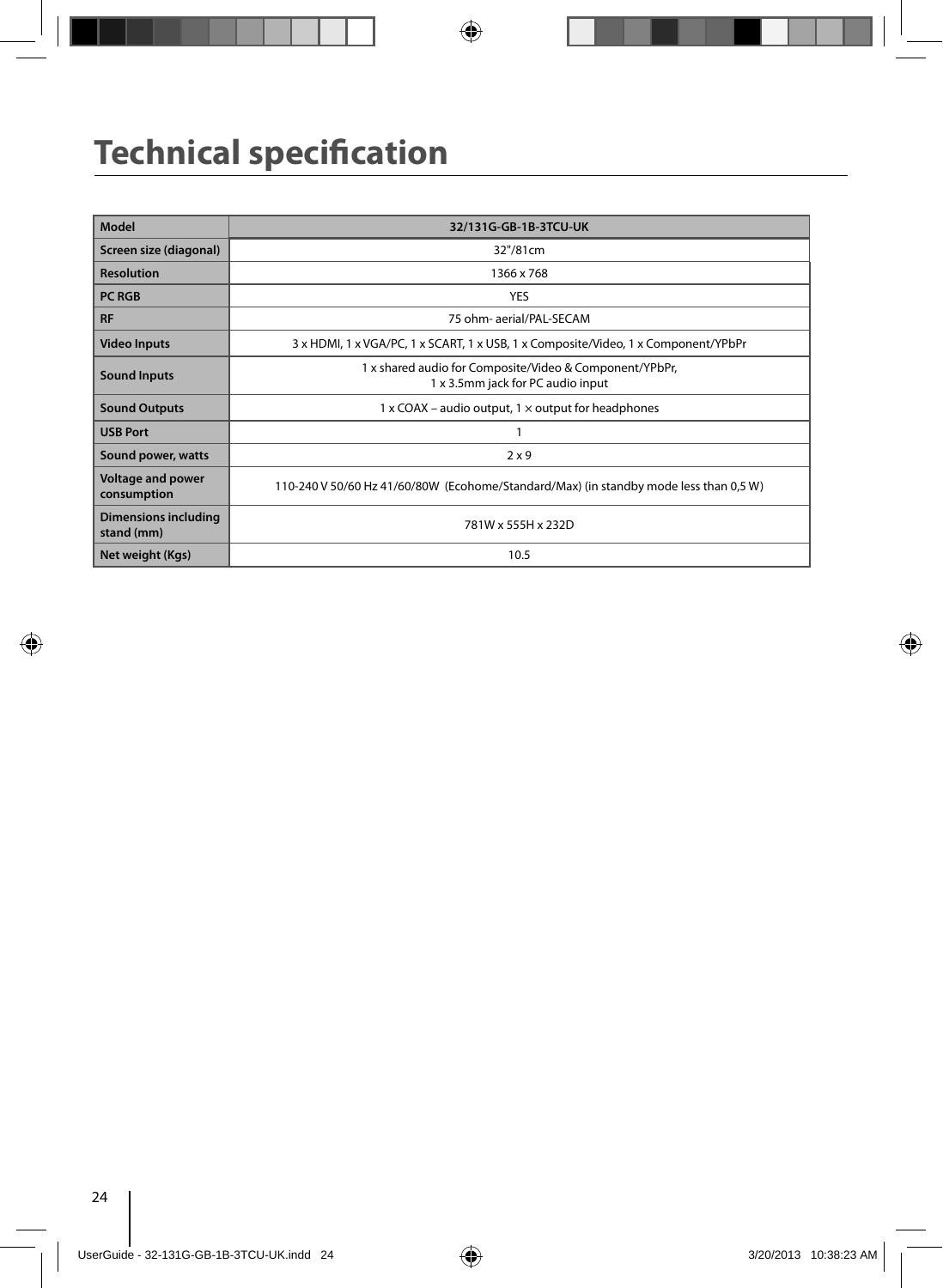# Technical specification

| Model | 32/131G-GB-1B-3TCU-UK |
|---|---|
| Screen size (diagonal) | 32"/81cm |
| Resolution | 1366 x 768 |
| PC RGB | YES |
| RF | 75 ohm- aerial/PAL-SECAM |
| Video Inputs | 3 x HDMI, 1 x VGA/PC, 1 x SCART, 1 x USB, 1 x Composite/Video, 1 x Component/YPbPr |
| Sound Inputs | 1 x shared audio for Composite/Video & Component/YPbPr,<br>1 x 3.5mm jack for PC audio input |
| Sound Outputs | 1 x COAX – audio output, 1 × output for headphones |
| USB Port | 1 |
| Sound power, watts | 2 x 9 |
| Voltage and power consumption | 110-240 V 50/60 Hz 41/60/80W (Ecohome/Standard/Max) (in standby mode less than 0,5 W) |
| Dimensions including stand (mm) | 781W x 555H x 232D |
| Net weight (Kgs) | 10.5 |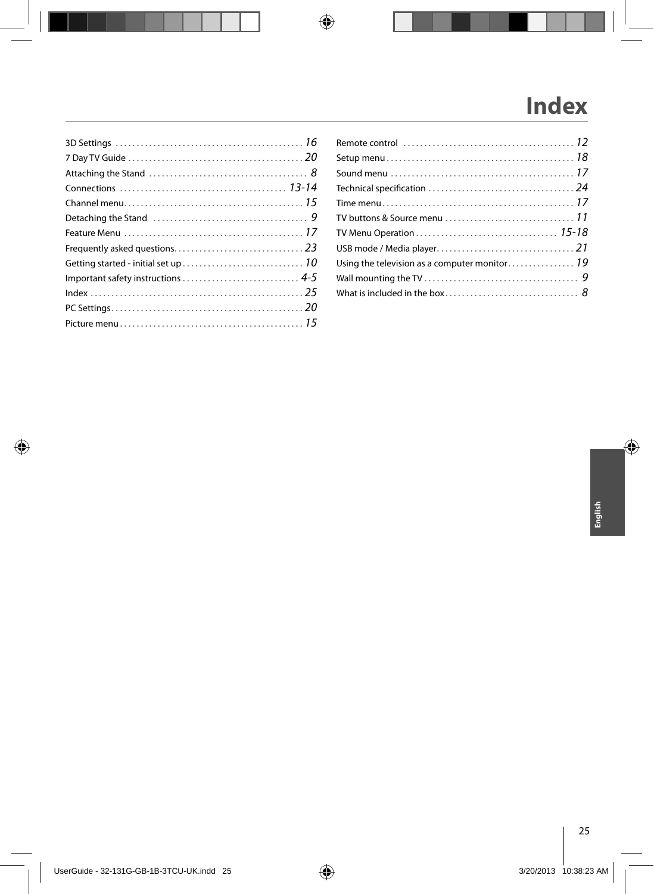# Index

3D Settings ............................................. 16
7 Day TV Guide ........................................... 20
Attaching the Stand ...................................... 8
Connections ........................................ 13-14
Channel menu............................................ 15
Detaching the Stand ..................................... 9
Feature Menu ........................................... 17
Frequently asked questions............................... 23
Getting started - initial set up............................. 10
Important safety instructions ............................ 4-5
Index ................................................... 25
PC Settings.............................................. 20
Picture menu ............................................ 15
Remote control ......................................... 12
Setup menu............................................. 18
Sound menu ............................................ 17
Technical specification ................................... 24
Time menu.............................................. 17
TV buttons & Source menu ............................... 11
TV Menu Operation .................................. 15-18
USB mode / Media player................................. 21
Using the television as a computer monitor................ 19
Wall mounting the TV ..................................... 9
What is included in the box................................ 8

English